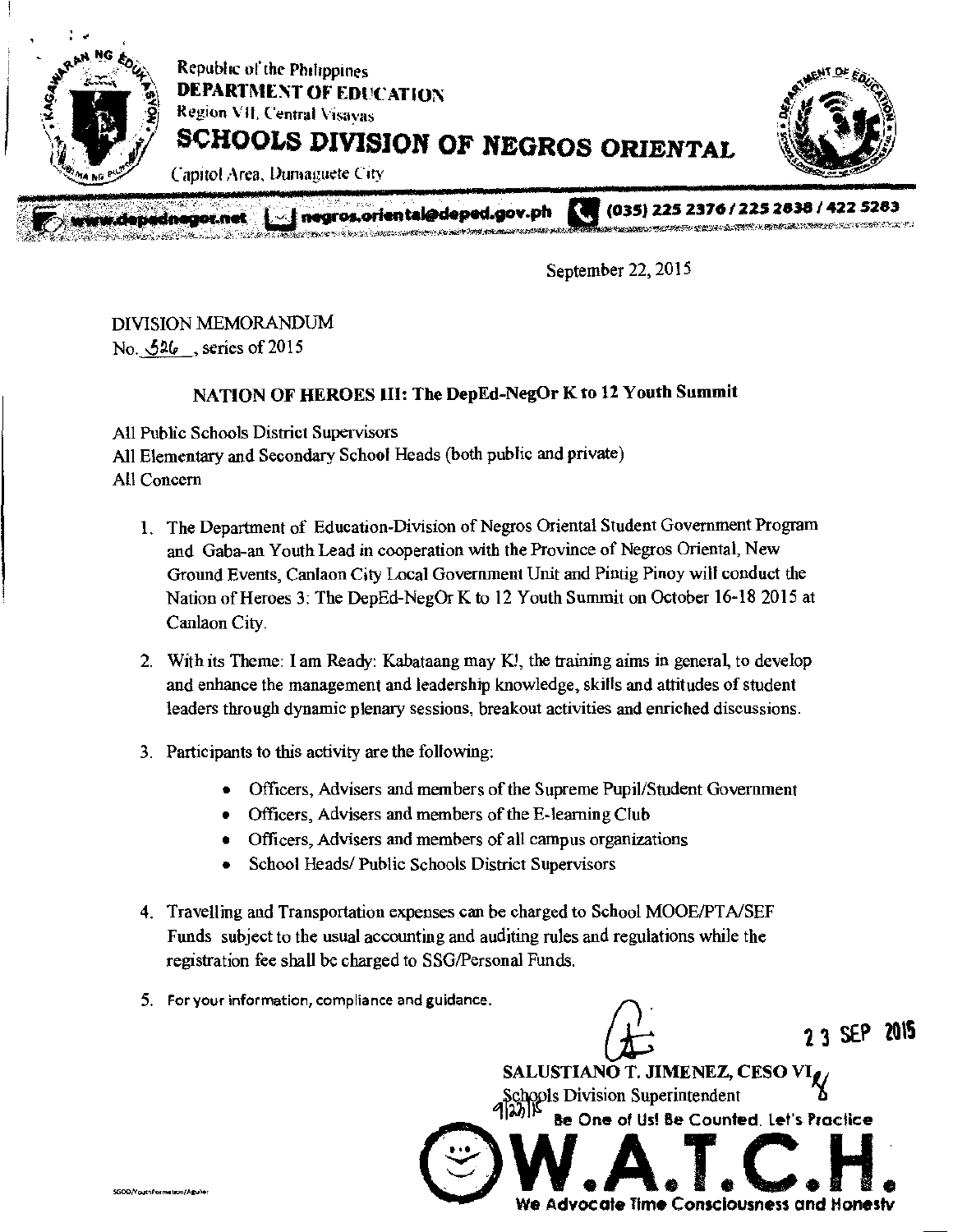Republic of the Philippines
**DEPARTMENT OF EDUCATION**
Region VII, Central Visayas
# SCHOOLS DIVISION OF NEGROS ORIENTAL
Capitol Area, Dumaguete City

www.depednegor.net | negros.oriental@deped.gov.ph | (035) 225 2376 / 225 2838 / 422 5283

September 22, 2015

DIVISION MEMORANDUM
No. 526, series of 2015

## NATION OF HEROES III: The DepEd-NegOr K to 12 Youth Summit

All Public Schools District Supervisors
All Elementary and Secondary School Heads (both public and private)
All Concern

1. The Department of Education-Division of Negros Oriental Student Government Program and Gaba-an Youth Lead in cooperation with the Province of Negros Oriental, New Ground Events, Canlaon City Local Government Unit and Pintig Pinoy will conduct the Nation of Heroes 3: The DepEd-NegOr K to 12 Youth Summit on October 16-18 2015 at Canlaon City.

2. With its Theme: I am Ready: Kabataang may K!, the training aims in general, to develop and enhance the management and leadership knowledge, skills and attitudes of student leaders through dynamic plenary sessions, breakout activities and enriched discussions.

3. Participants to this activity are the following:
   - Officers, Advisers and members of the Supreme Pupil/Student Government
   - Officers, Advisers and members of the E-learning Club
   - Officers, Advisers and members of all campus organizations
   - School Heads/ Public Schools District Supervisors

4. Travelling and Transportation expenses can be charged to School MOOE/PTA/SEF Funds subject to the usual accounting and auditing rules and regulations while the registration fee shall be charged to SSG/Personal Funds.

5. For your information, compliance and guidance.

23 SEP 2015

**SALUSTIANO T. JIMENEZ, CESO VI**
Schools Division Superintendent

Be One of Us! Be Counted. Let's Practice
**W.A.T.C.H.**
We Advocate Time Consciousness and Honesty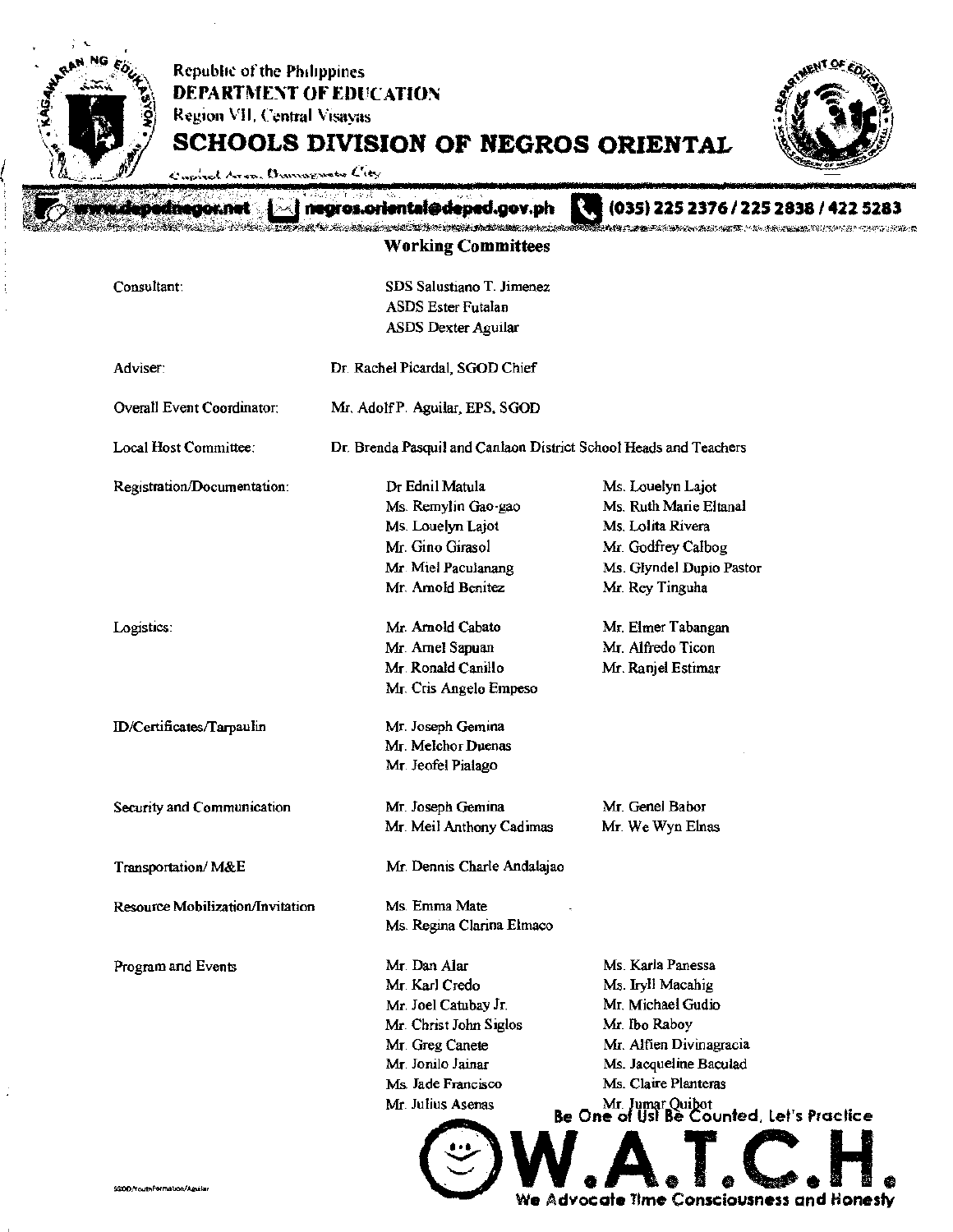## Working Committees

Consultant:
- SDS Salustiano T. Jimenez
- ASDS Ester Futalan
- ASDS Dexter Aguilar

Adviser: Dr. Rachel Picardal, SGOD Chief

Overall Event Coordinator: Mr. Adolf P. Aguilar, EPS, SGOD

Local Host Committee: Dr. Brenda Pasquil and Canlaon District School Heads and Teachers

Registration/Documentation:
- Dr Ednil Matula
- Ms. Remylin Gao-gao
- Ms. Louelyn Lajot
- Mr. Gino Girasol
- Mr. Miel Paculanang
- Mr. Arnold Benitez
- Ms. Louelyn Lajot
- Ms. Ruth Marie Eltanal
- Ms. Lolita Rivera
- Mr. Godfrey Calbog
- Ms. Glyndel Dupio Pastor
- Mr. Rey Tinguha

Logistics:
- Mr. Arnold Cabato
- Mr. Arnel Sapuan
- Mr. Ronald Canillo
- Mr. Cris Angelo Empeso
- Mr. Elmer Tabangan
- Mr. Alfredo Ticon
- Mr. Ranjel Estimar

ID/Certificates/Tarpaulin
- Mr. Joseph Gemina
- Mr. Melchor Duenas
- Mr. Jeofel Pialago

Security and Communication
- Mr. Joseph Gemina
- Mr. Meil Anthony Cadimas
- Mr. Genel Babor
- Mr. We Wyn Elnas

Transportation/ M&E
- Mr. Dennis Charle Andalajao

Resource Mobilization/Invitation
- Ms. Emma Mate
- Ms. Regina Clarina Elmaco

Program and Events
- Mr. Dan Alar
- Mr. Karl Credo
- Mr. Joel Catubay Jr.
- Mr. Christ John Siglos
- Mr. Greg Canete
- Mr. Jonilo Jainar
- Ms. Jade Francisco
- Mr. Julius Asenas
- Ms. Karla Panessa
- Ms. Iryll Macahig
- Mr. Michael Gudio
- Mr. Ibo Raboy
- Mr. Alfien Divinagracia
- Ms. Jacqueline Baculad
- Ms. Claire Planteras
- Mr. Jumar Quibot

Be One of Us! Be Counted, Let's Practice W.A.T.C.H. We Advocate Time Consciousness and Honesty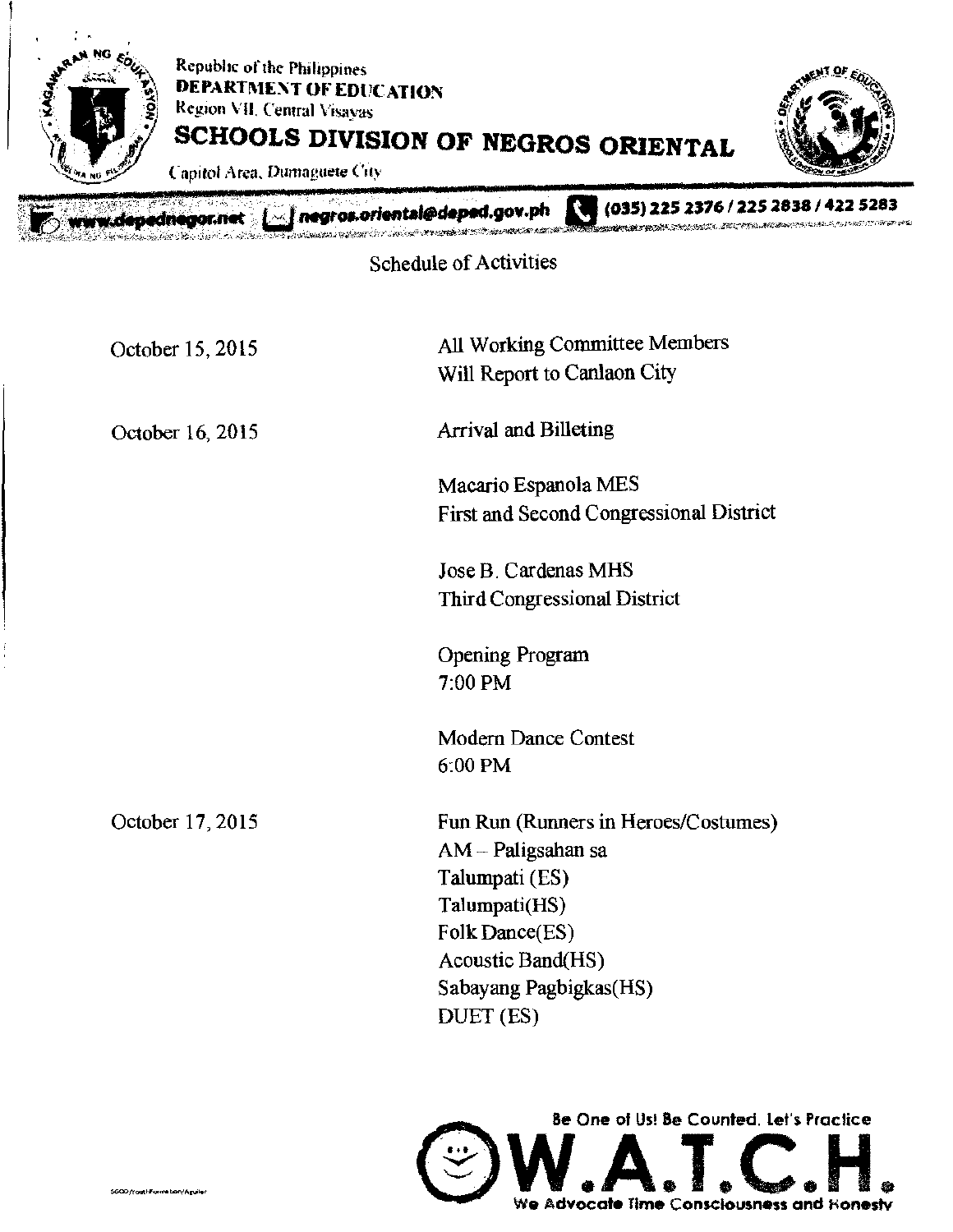Republic of the Philippines
**DEPARTMENT OF EDUCATION**
Region VII, Central Visayas
**SCHOOLS DIVISION OF NEGROS ORIENTAL**
Capitol Area, Dumaguete City

www.depednegor.net | negros.oriental@deped.gov.ph | (035) 225 2376 / 225 2838 / 422 5283

## Schedule of Activities

| | |
|---|---|
| October 15, 2015 | All Working Committee Members<br>Will Report to Canlaon City |
| October 16, 2015 | Arrival and Billeting<br><br>Macario Espanola MES<br>First and Second Congressional District<br><br>Jose B. Cardenas MHS<br>Third Congressional District<br><br>Opening Program<br>7:00 PM<br><br>Modern Dance Contest<br>6:00 PM |
| October 17, 2015 | Fun Run (Runners in Heroes/Costumes)<br>AM – Paligsahan sa<br>Talumpati (ES)<br>Talumpati(HS)<br>Folk Dance(ES)<br>Acoustic Band(HS)<br>Sabayang Pagbigkas(HS)<br>DUET (ES) |

Be One of Us! Be Counted. Let's Practice
**W.A.T.C.H.**
We Advocate Time Consciousness and Honesty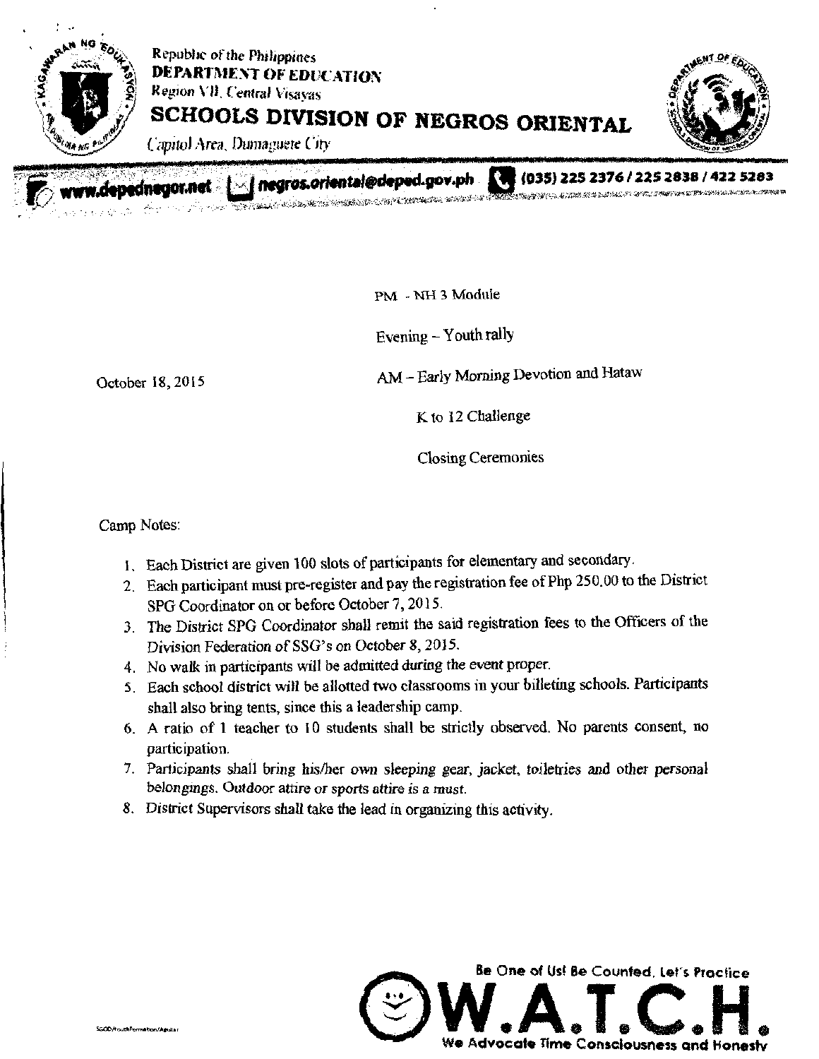Republic of the Philippines
**DEPARTMENT OF EDUCATION**
Region VII, Central Visayas

# SCHOOLS DIVISION OF NEGROS ORIENTAL

Capitol Area, Dumaguete City

www.depednegor.net | negros.oriental@deped.gov.ph | (035) 225 2376 / 225 2838 / 422 5283

| | |
|---|---|
| | PM - NH 3 Module |
| | Evening – Youth rally |
| October 18, 2015 | AM – Early Morning Devotion and Hataw |
| | K to 12 Challenge |
| | Closing Ceremonies |

Camp Notes:

1. Each District are given 100 slots of participants for elementary and secondary.
2. Each participant must pre-register and pay the registration fee of Php 250.00 to the District SPG Coordinator on or before October 7, 2015.
3. The District SPG Coordinator shall remit the said registration fees to the Officers of the Division Federation of SSG's on October 8, 2015.
4. No walk in participants will be admitted during the event proper.
5. Each school district will be allotted two classrooms in your billeting schools. Participants shall also bring tents, since this a leadership camp.
6. A ratio of 1 teacher to 10 students shall be strictly observed. No parents consent, no participation.
7. Participants shall bring his/her own sleeping gear, jacket, toiletries and other personal belongings. Outdoor attire or sports attire is a must.
8. District Supervisors shall take the lead in organizing this activity.

SGOD/YouthFormation/Apular

Be One of Us! Be Counted. Let's Practice
**W.A.T.C.H.**
We Advocate Time Consciousness and Honesty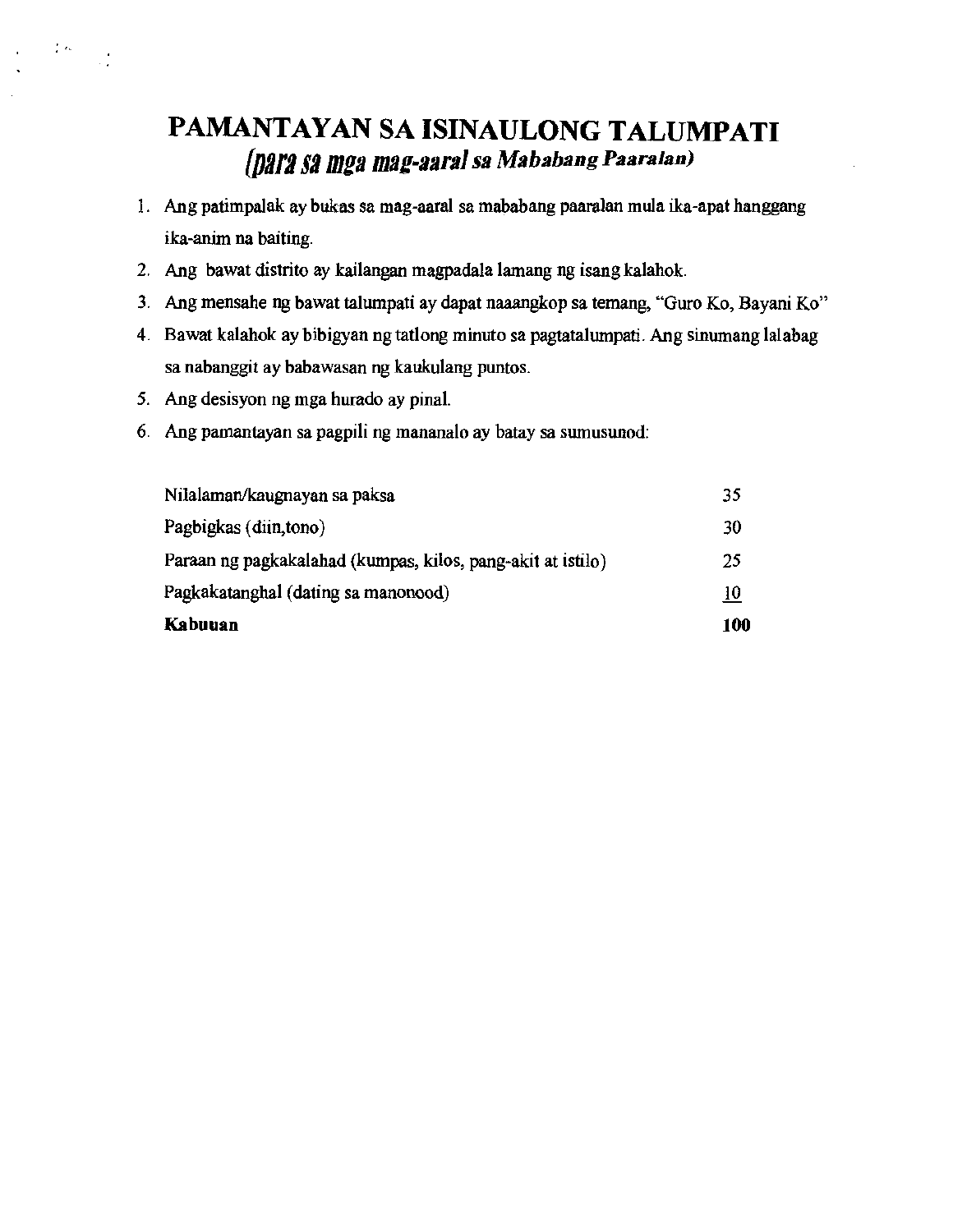# PAMANTAYAN SA ISINAULONG TALUMPATI
## *(para sa mga mag-aaral sa Mababang Paaralan)*

1. Ang patimpalak ay bukas sa mag-aaral sa mababang paaralan mula ika-apat hanggang ika-anim na baiting.
2. Ang bawat distrito ay kailangan magpadala lamang ng isang kalahok.
3. Ang mensahe ng bawat talumpati ay dapat naaangkop sa temang, "Guro Ko, Bayani Ko"
4. Bawat kalahok ay bibigyan ng tatlong minuto sa pagtatalumpati. Ang sinumang lalabag sa nabanggit ay babawasan ng kaukulang puntos.
5. Ang desisyon ng mga hurado ay pinal.
6. Ang pamantayan sa pagpili ng mananalo ay batay sa sumusunod:

| | |
|---|---|
| Nilalaman/kaugnayan sa paksa | 35 |
| Pagbigkas (diin,tono) | 30 |
| Paraan ng pagkakalahad (kumpas, kilos, pang-akit at istilo) | 25 |
| Pagkakatanghal (dating sa manonood) | 10 |
| **Kabuuan** | **100** |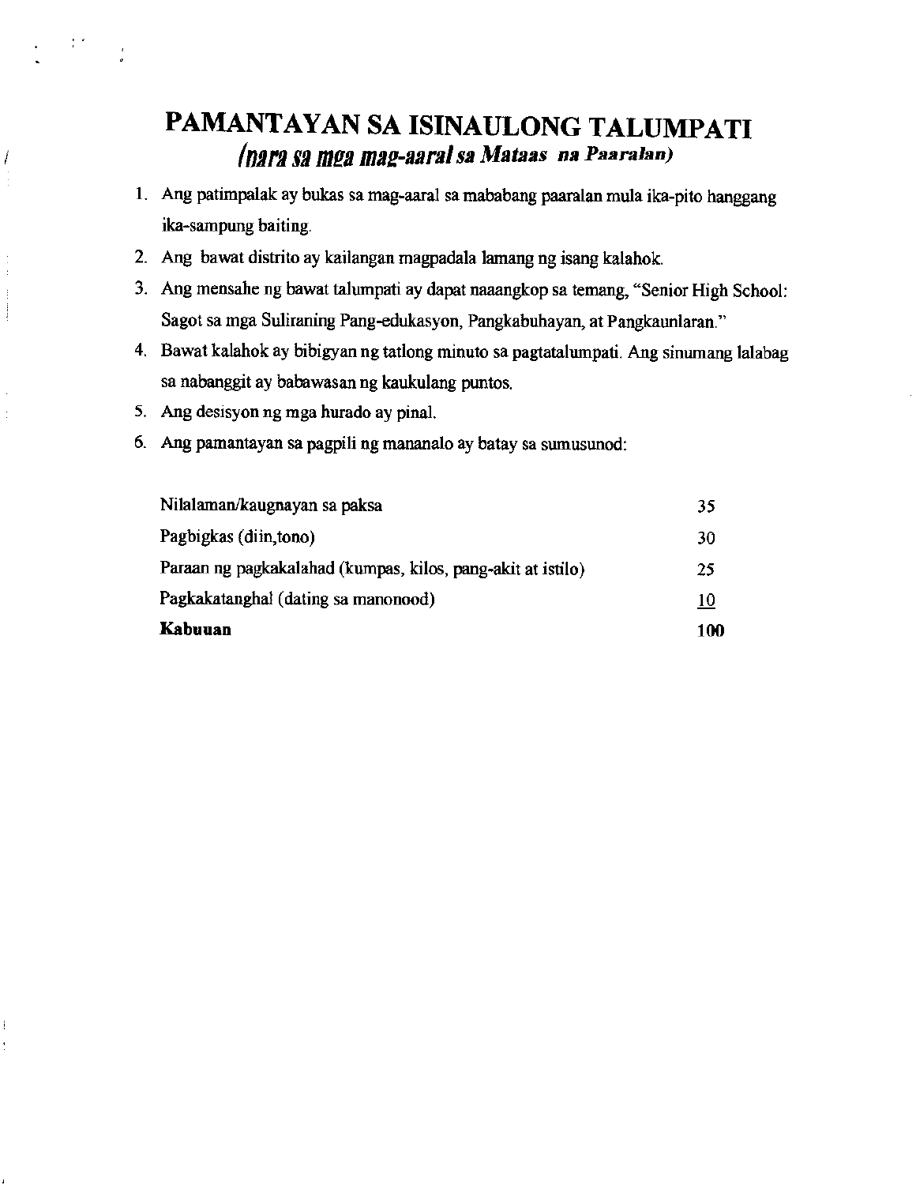# PAMANTAYAN SA ISINAULONG TALUMPATI

## *(para sa mga mag-aaral sa Mataas na Paaralan)*

1. Ang patimpalak ay bukas sa mag-aaral sa mababang paaralan mula ika-pito hanggang ika-sampung baiting.
2. Ang bawat distrito ay kailangan magpadala lamang ng isang kalahok.
3. Ang mensahe ng bawat talumpati ay dapat naaangkop sa temang, "Senior High School: Sagot sa mga Suliraning Pang-edukasyon, Pangkabuhayan, at Pangkaunlaran."
4. Bawat kalahok ay bibigyan ng tatlong minuto sa pagtatalumpati. Ang sinumang lalabag sa nabanggit ay babawasan ng kaukulang puntos.
5. Ang desisyon ng mga hurado ay pinal.
6. Ang pamantayan sa pagpili ng mananalo ay batay sa sumusunod:

| | |
|---|---|
| Nilalaman/kaugnayan sa paksa | 35 |
| Pagbigkas (diin,tono) | 30 |
| Paraan ng pagkakalahad (kumpas, kilos, pang-akit at istilo) | 25 |
| Pagkakatanghal (dating sa manonood) | 10 |
| **Kabuuan** | **100** |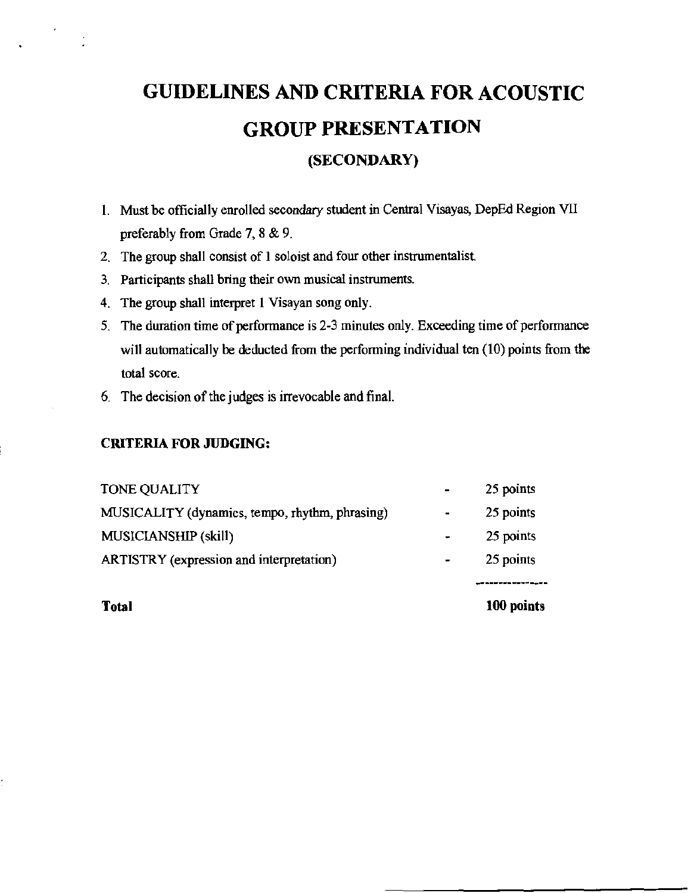# GUIDELINES AND CRITERIA FOR ACOUSTIC GROUP PRESENTATION

### (SECONDARY)

1. Must be officially enrolled secondary student in Central Visayas, DepEd Region VII preferably from Grade 7, 8 & 9.
2. The group shall consist of 1 soloist and four other instrumentalist.
3. Participants shall bring their own musical instruments.
4. The group shall interpret 1 Visayan song only.
5. The duration time of performance is 2-3 minutes only. Exceeding time of performance will automatically be deducted from the performing individual ten (10) points from the total score.
6. The decision of the judges is irrevocable and final.

**CRITERIA FOR JUDGING:**

| Criteria | | Points |
|---|---|---|
| TONE QUALITY | - | 25 points |
| MUSICALITY (dynamics, tempo, rhythm, phrasing) | - | 25 points |
| MUSICIANSHIP (skill) | - | 25 points |
| ARTISTRY (expression and interpretation) | - | 25 points |
| **Total** | | **100 points** |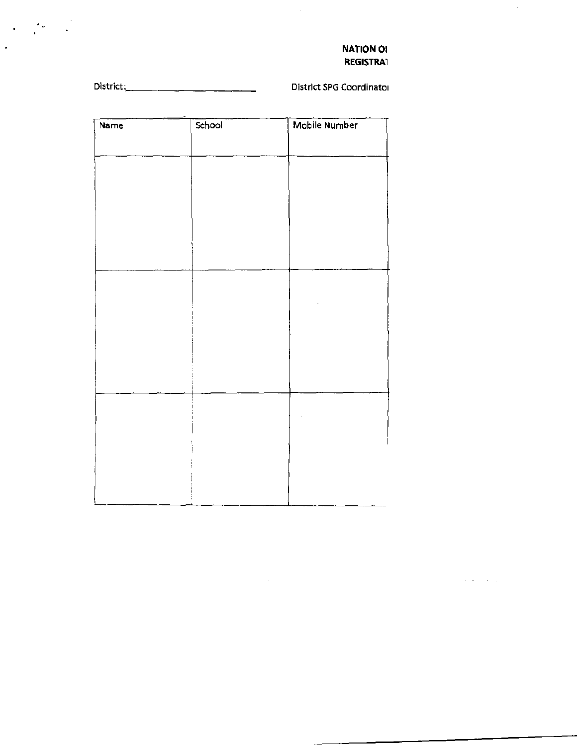**NATION OI**
**REGISTRAT**

District:________________________ District SPG Coordinatoı

| Name | School | Mobile Number |
|---|---|---|
| | | |
| | | |
| | | |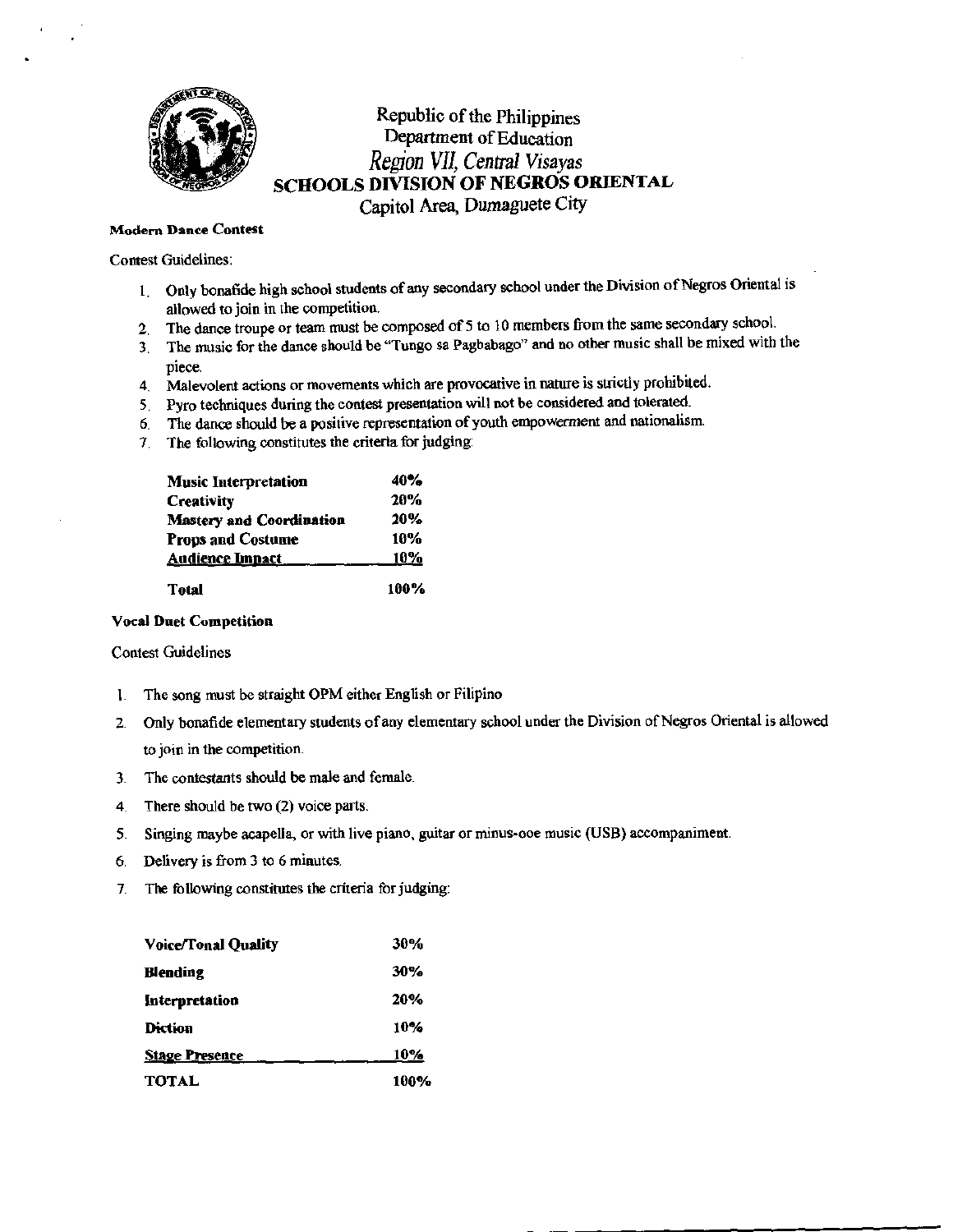Republic of the Philippines
Department of Education
*Region VII, Central Visayas*
**SCHOOLS DIVISION OF NEGROS ORIENTAL**
Capitol Area, Dumaguete City

**Modern Dance Contest**

Contest Guidelines:

1. Only bonafide high school students of any secondary school under the Division of Negros Oriental is allowed to join in the competition.
2. The dance troupe or team must be composed of 5 to 10 members from the same secondary school.
3. The music for the dance should be "Tungo sa Pagbabago" and no other music shall be mixed with the piece.
4. Malevolent actions or movements which are provocative in nature is strictly prohibited.
5. Pyro techniques during the contest presentation will not be considered and tolerated.
6. The dance should be a positive representation of youth empowerment and nationalism.
7. The following constitutes the criteria for judging:

| | |
|---|---|
| **Music Interpretation** | **40%** |
| **Creativity** | **20%** |
| **Mastery and Coordination** | **20%** |
| **Props and Costume** | **10%** |
| **Audience Impact** | **10%** |
| **Total** | **100%** |

**Vocal Duet Competition**

Contest Guidelines

1. The song must be straight OPM either English or Filipino
2. Only bonafide elementary students of any elementary school under the Division of Negros Oriental is allowed to join in the competition.
3. The contestants should be male and female.
4. There should be two (2) voice parts.
5. Singing maybe acapella, or with live piano, guitar or minus-one music (USB) accompaniment.
6. Delivery is from 3 to 6 minutes.
7. The following constitutes the criteria for judging:

| | |
|---|---|
| **Voice/Tonal Quality** | **30%** |
| **Blending** | **30%** |
| **Interpretation** | **20%** |
| **Diction** | **10%** |
| **Stage Presence** | **10%** |
| **TOTAL** | **100%** |